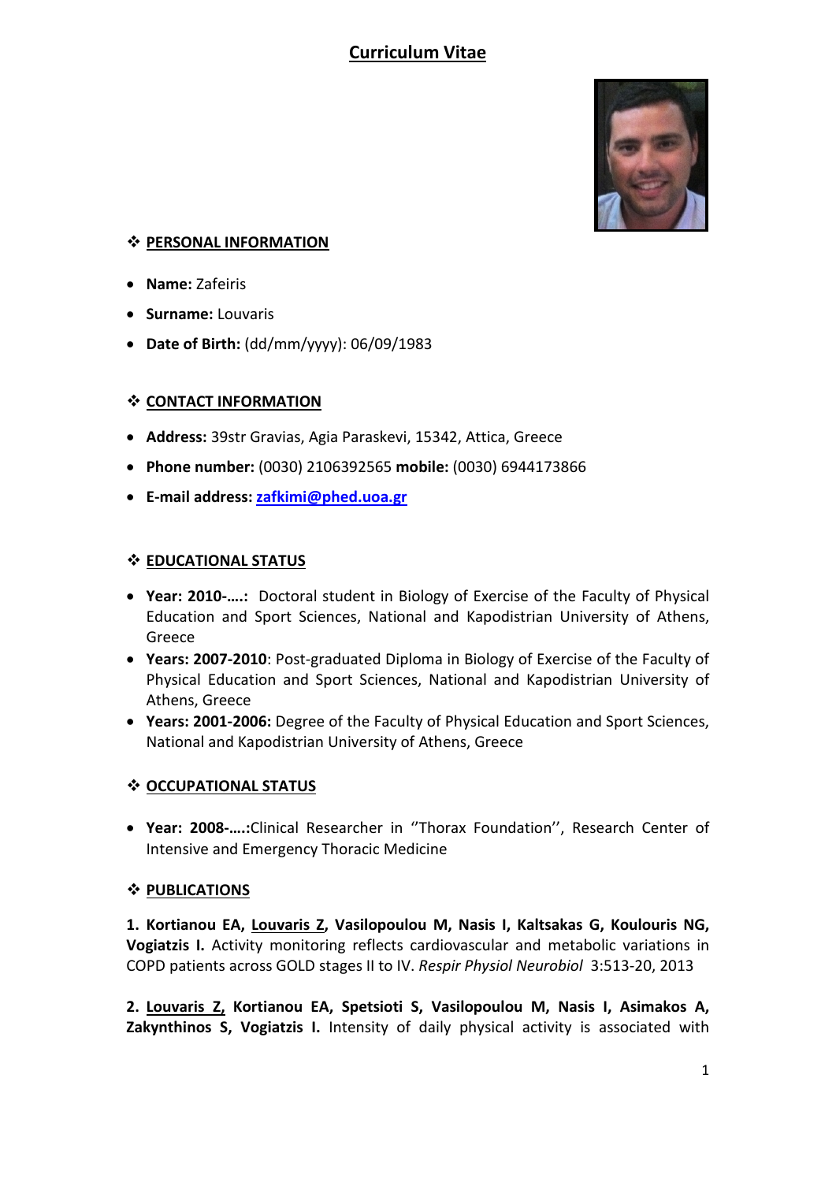# Curriculum Vitae

## ❖ PERSONAL INFORMATION

- **Name:** Zafeiris
- **Surname:** Louvaris
- **Date of Birth:** (dd/mm/yyyy): 06/09/1983

## ❖ CONTACT INFORMATION

- **Address:** 39str Gravias, Agia Paraskevi, 15342, Attica, Greece
- **Phone number:** (0030) 2106392565 **mobile:** (0030) 6944173866
- **E-mail address:** zafkimi@phed.uoa.gr

## ❖ EDUCATIONAL STATUS

- **Year: 2010-….:** Doctoral student in Biology of Exercise of the Faculty of Physical Education and Sport Sciences, National and Kapodistrian University of Athens, Greece
- **Years: 2007-2010**: Post-graduated Diploma in Biology of Exercise of the Faculty of Physical Education and Sport Sciences, National and Kapodistrian University of Athens, Greece
- **Years: 2001-2006:** Degree of the Faculty of Physical Education and Sport Sciences, National and Kapodistrian University of Athens, Greece

## ❖ OCCUPATIONAL STATUS

- **Year: 2008-….:**Clinical Researcher in ''Thorax Foundation'', Research Center of Intensive and Emergency Thoracic Medicine

## ❖ PUBLICATIONS

**1. Kortianou EA, Louvaris Z, Vasilopoulou M, Nasis I, Kaltsakas G, Koulouris NG, Vogiatzis I.** Activity monitoring reflects cardiovascular and metabolic variations in COPD patients across GOLD stages II to IV. *Respir Physiol Neurobiol* 3:513-20, 2013

**2. Louvaris Z, Kortianou EA, Spetsioti S, Vasilopoulou M, Nasis I, Asimakos A, Zakynthinos S, Vogiatzis I.** Intensity of daily physical activity is associated with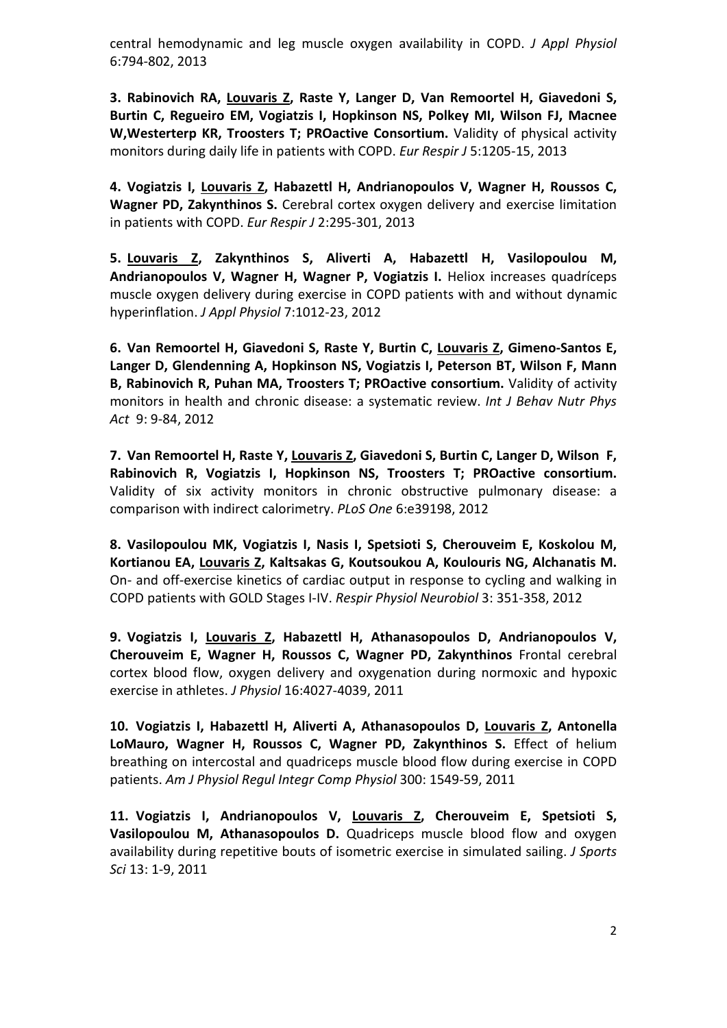central hemodynamic and leg muscle oxygen availability in COPD. *J Appl Physiol* 6:794-802, 2013

**3. Rabinovich RA, Louvaris Z, Raste Y, Langer D, Van Remoortel H, Giavedoni S, Burtin C, Regueiro EM, Vogiatzis I, Hopkinson NS, Polkey MI, Wilson FJ, Macnee W,Westerterp KR, Troosters T; PROactive Consortium.** Validity of physical activity monitors during daily life in patients with COPD. *Eur Respir J* 5:1205-15, 2013

**4. Vogiatzis I, Louvaris Z, Habazettl H, Andrianopoulos V, Wagner H, Roussos C, Wagner PD, Zakynthinos S.** Cerebral cortex oxygen delivery and exercise limitation in patients with COPD. *Eur Respir J* 2:295-301, 2013

**5. Louvaris Z, Zakynthinos S, Aliverti A, Habazettl H, Vasilopoulou M, Andrianopoulos V, Wagner H, Wagner P, Vogiatzis I.** Heliox increases quadríceps muscle oxygen delivery during exercise in COPD patients with and without dynamic hyperinflation. *J Appl Physiol* 7:1012-23, 2012

**6. Van Remoortel H, Giavedoni S, Raste Y, Burtin C, Louvaris Z, Gimeno-Santos E, Langer D, Glendenning A, Hopkinson NS, Vogiatzis I, Peterson BT, Wilson F, Mann B, Rabinovich R, Puhan MA, Troosters T; PROactive consortium.** Validity of activity monitors in health and chronic disease: a systematic review. *Int J Behav Nutr Phys Act* 9: 9-84, 2012

**7. Van Remoortel H, Raste Y, Louvaris Z, Giavedoni S, Burtin C, Langer D, Wilson F, Rabinovich R, Vogiatzis I, Hopkinson NS, Troosters T; PROactive consortium.** Validity of six activity monitors in chronic obstructive pulmonary disease: a comparison with indirect calorimetry. *PLoS One* 6:e39198, 2012

**8. Vasilopoulou MK, Vogiatzis I, Nasis I, Spetsioti S, Cherouveim E, Koskolou M, Kortianou EA, Louvaris Z, Kaltsakas G, Koutsoukou A, Koulouris NG, Alchanatis M.** On- and off-exercise kinetics of cardiac output in response to cycling and walking in COPD patients with GOLD Stages I-IV. *Respir Physiol Neurobiol* 3: 351-358, 2012

**9. Vogiatzis I, Louvaris Z, Habazettl H, Athanasopoulos D, Andrianopoulos V, Cherouveim E, Wagner H, Roussos C, Wagner PD, Zakynthinos** Frontal cerebral cortex blood flow, oxygen delivery and oxygenation during normoxic and hypoxic exercise in athletes. *J Physiol* 16:4027-4039, 2011

**10. Vogiatzis I, Habazettl H, Aliverti A, Athanasopoulos D, Louvaris Z, Antonella LoMauro, Wagner H, Roussos C, Wagner PD, Zakynthinos S.** Effect of helium breathing on intercostal and quadriceps muscle blood flow during exercise in COPD patients. *Am J Physiol Regul Integr Comp Physiol* 300: 1549-59, 2011

**11. Vogiatzis I, Andrianopoulos V, Louvaris Z, Cherouveim E, Spetsioti S, Vasilopoulou M, Athanasopoulos D.** Quadriceps muscle blood flow and oxygen availability during repetitive bouts of isometric exercise in simulated sailing. *J Sports Sci* 13: 1-9, 2011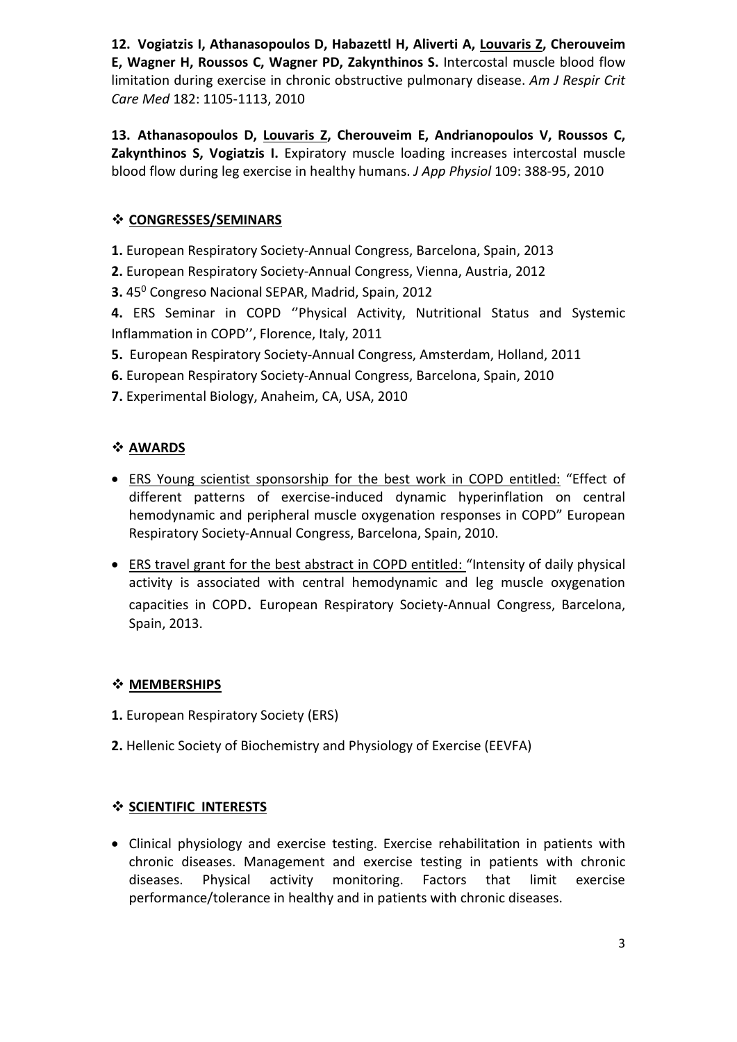**12. Vogiatzis I, Athanasopoulos D, Habazettl H, Aliverti A, Louvaris Z, Cherouveim E, Wagner H, Roussos C, Wagner PD, Zakynthinos S.** Intercostal muscle blood flow limitation during exercise in chronic obstructive pulmonary disease. *Am J Respir Crit Care Med* 182: 1105-1113, 2010

**13. Athanasopoulos D, Louvaris Z, Cherouveim E, Andrianopoulos V, Roussos C, Zakynthinos S, Vogiatzis I.** Expiratory muscle loading increases intercostal muscle blood flow during leg exercise in healthy humans. *J App Physiol* 109: 388-95, 2010

## ❖ CONGRESSES/SEMINARS

**1.** European Respiratory Society-Annual Congress, Barcelona, Spain, 2013

**2.** European Respiratory Society-Annual Congress, Vienna, Austria, 2012

**3.** 45$^0$ Congreso Nacional SEPAR, Madrid, Spain, 2012

**4.** ERS Seminar in COPD ''Physical Activity, Nutritional Status and Systemic Inflammation in COPD'', Florence, Italy, 2011

**5.** European Respiratory Society-Annual Congress, Amsterdam, Holland, 2011

**6.** European Respiratory Society-Annual Congress, Barcelona, Spain, 2010

**7.** Experimental Biology, Anaheim, CA, USA, 2010

## ❖ AWARDS

- ERS Young scientist sponsorship for the best work in COPD entitled: "Effect of different patterns of exercise-induced dynamic hyperinflation on central hemodynamic and peripheral muscle oxygenation responses in COPD" European Respiratory Society-Annual Congress, Barcelona, Spain, 2010.
- ERS travel grant for the best abstract in COPD entitled: "Intensity of daily physical activity is associated with central hemodynamic and leg muscle oxygenation capacities in COPD**.** European Respiratory Society-Annual Congress, Barcelona, Spain, 2013.

## ❖ MEMBERSHIPS

**1.** European Respiratory Society (ERS)

**2.** Hellenic Society of Biochemistry and Physiology of Exercise (EEVFA)

## ❖ SCIENTIFIC INTERESTS

- Clinical physiology and exercise testing. Exercise rehabilitation in patients with chronic diseases. Management and exercise testing in patients with chronic diseases. Physical activity monitoring. Factors that limit exercise performance/tolerance in healthy and in patients with chronic diseases.